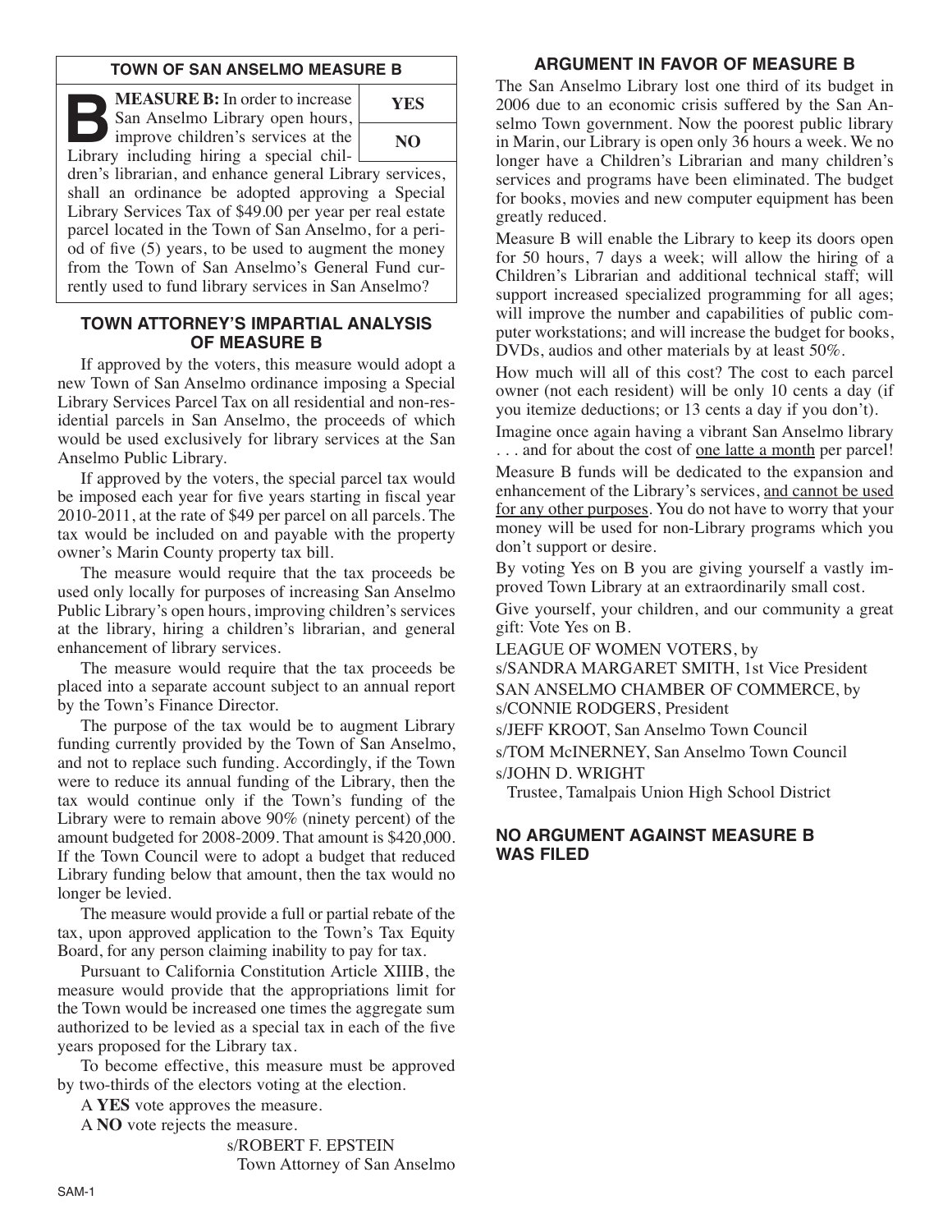## TOWN OF SAN ANSELMO MEASURE B

**B** **MEASURE B:** In order to increase San Anselmo Library open hours, improve children's services at the Library including hiring a special children's librarian, and enhance general Library services, shall an ordinance be adopted approving a Special Library Services Tax of $49.00 per year per real estate parcel located in the Town of San Anselmo, for a period of five (5) years, to be used to augment the money from the Town of San Anselmo's General Fund currently used to fund library services in San Anselmo?

| **YES** |
|---|
| **NO** |

## TOWN ATTORNEY'S IMPARTIAL ANALYSIS OF MEASURE B

If approved by the voters, this measure would adopt a new Town of San Anselmo ordinance imposing a Special Library Services Parcel Tax on all residential and non-residential parcels in San Anselmo, the proceeds of which would be used exclusively for library services at the San Anselmo Public Library.

If approved by the voters, the special parcel tax would be imposed each year for five years starting in fiscal year 2010-2011, at the rate of $49 per parcel on all parcels. The tax would be included on and payable with the property owner's Marin County property tax bill.

The measure would require that the tax proceeds be used only locally for purposes of increasing San Anselmo Public Library's open hours, improving children's services at the library, hiring a children's librarian, and general enhancement of library services.

The measure would require that the tax proceeds be placed into a separate account subject to an annual report by the Town's Finance Director.

The purpose of the tax would be to augment Library funding currently provided by the Town of San Anselmo, and not to replace such funding. Accordingly, if the Town were to reduce its annual funding of the Library, then the tax would continue only if the Town's funding of the Library were to remain above 90% (ninety percent) of the amount budgeted for 2008-2009. That amount is $420,000. If the Town Council were to adopt a budget that reduced Library funding below that amount, then the tax would no longer be levied.

The measure would provide a full or partial rebate of the tax, upon approved application to the Town's Tax Equity Board, for any person claiming inability to pay for tax.

Pursuant to California Constitution Article XIIIB, the measure would provide that the appropriations limit for the Town would be increased one times the aggregate sum authorized to be levied as a special tax in each of the five years proposed for the Library tax.

To become effective, this measure must be approved by two-thirds of the electors voting at the election.

A **YES** vote approves the measure.

A **NO** vote rejects the measure.

s/ROBERT F. EPSTEIN
Town Attorney of San Anselmo

## ARGUMENT IN FAVOR OF MEASURE B

The San Anselmo Library lost one third of its budget in 2006 due to an economic crisis suffered by the San Anselmo Town government. Now the poorest public library in Marin, our Library is open only 36 hours a week. We no longer have a Children's Librarian and many children's services and programs have been eliminated. The budget for books, movies and new computer equipment has been greatly reduced.

Measure B will enable the Library to keep its doors open for 50 hours, 7 days a week; will allow the hiring of a Children's Librarian and additional technical staff; will support increased specialized programming for all ages; will improve the number and capabilities of public computer workstations; and will increase the budget for books, DVDs, audios and other materials by at least 50%.

How much will all of this cost? The cost to each parcel owner (not each resident) will be only 10 cents a day (if you itemize deductions; or 13 cents a day if you don't).

Imagine once again having a vibrant San Anselmo library . . . and for about the cost of one latte a month per parcel!

Measure B funds will be dedicated to the expansion and enhancement of the Library's services, and cannot be used for any other purposes. You do not have to worry that your money will be used for non-Library programs which you don't support or desire.

By voting Yes on B you are giving yourself a vastly improved Town Library at an extraordinarily small cost.

Give yourself, your children, and our community a great gift: Vote Yes on B.

LEAGUE OF WOMEN VOTERS, by
s/SANDRA MARGARET SMITH, 1st Vice President
SAN ANSELMO CHAMBER OF COMMERCE, by
s/CONNIE RODGERS, President
s/JEFF KROOT, San Anselmo Town Council
s/TOM McINERNEY, San Anselmo Town Council
s/JOHN D. WRIGHT
Trustee, Tamalpais Union High School District

## NO ARGUMENT AGAINST MEASURE B WAS FILED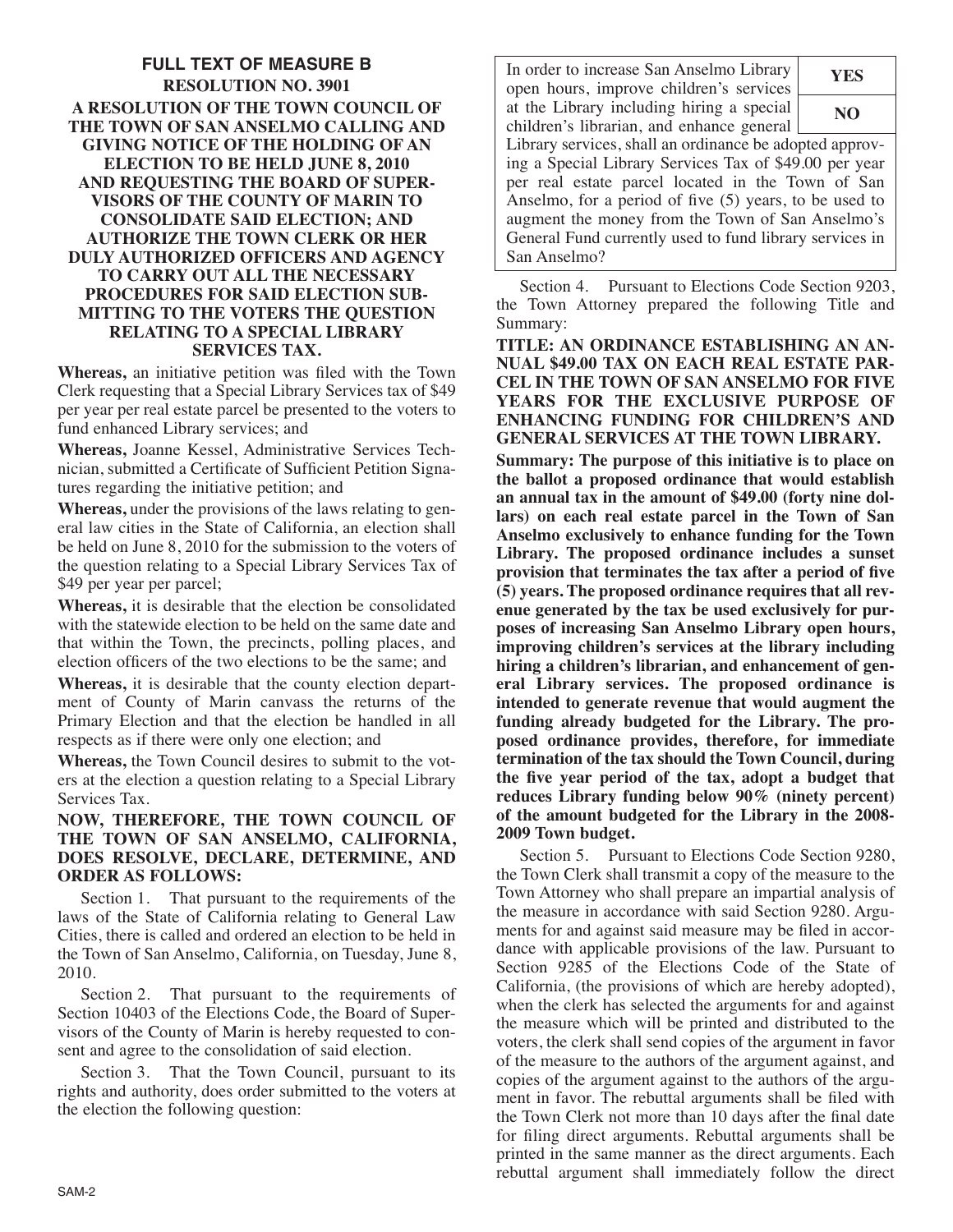## FULL TEXT OF MEASURE B

### RESOLUTION NO. 3901

### A RESOLUTION OF THE TOWN COUNCIL OF THE TOWN OF SAN ANSELMO CALLING AND GIVING NOTICE OF THE HOLDING OF AN ELECTION TO BE HELD JUNE 8, 2010 AND REQUESTING THE BOARD OF SUPERVISORS OF THE COUNTY OF MARIN TO CONSOLIDATE SAID ELECTION; AND AUTHORIZE THE TOWN CLERK OR HER DULY AUTHORIZED OFFICERS AND AGENCY TO CARRY OUT ALL THE NECESSARY PROCEDURES FOR SAID ELECTION SUBMITTING TO THE VOTERS THE QUESTION RELATING TO A SPECIAL LIBRARY SERVICES TAX.

**Whereas,** an initiative petition was filed with the Town Clerk requesting that a Special Library Services tax of $49 per year per real estate parcel be presented to the voters to fund enhanced Library services; and

**Whereas,** Joanne Kessel, Administrative Services Technician, submitted a Certificate of Sufficient Petition Signatures regarding the initiative petition; and

**Whereas,** under the provisions of the laws relating to general law cities in the State of California, an election shall be held on June 8, 2010 for the submission to the voters of the question relating to a Special Library Services Tax of $49 per year per parcel;

**Whereas,** it is desirable that the election be consolidated with the statewide election to be held on the same date and that within the Town, the precincts, polling places, and election officers of the two elections to be the same; and

**Whereas,** it is desirable that the county election department of County of Marin canvass the returns of the Primary Election and that the election be handled in all respects as if there were only one election; and

**Whereas,** the Town Council desires to submit to the voters at the election a question relating to a Special Library Services Tax.

**NOW, THEREFORE, THE TOWN COUNCIL OF THE TOWN OF SAN ANSELMO, CALIFORNIA, DOES RESOLVE, DECLARE, DETERMINE, AND ORDER AS FOLLOWS:**

Section 1. That pursuant to the requirements of the laws of the State of California relating to General Law Cities, there is called and ordered an election to be held in the Town of San Anselmo, California, on Tuesday, June 8, 2010.

Section 2. That pursuant to the requirements of Section 10403 of the Elections Code, the Board of Supervisors of the County of Marin is hereby requested to consent and agree to the consolidation of said election.

Section 3. That the Town Council, pursuant to its rights and authority, does order submitted to the voters at the election the following question:

| In order to increase San Anselmo Library open hours, improve children's services at the Library including hiring a special children's librarian, and enhance general Library services, shall an ordinance be adopted approving a Special Library Services Tax of $49.00 per year per real estate parcel located in the Town of San Anselmo, for a period of five (5) years, to be used to augment the money from the Town of San Anselmo's General Fund currently used to fund library services in San Anselmo? | **YES** |
|---|---|
| | **NO** |

Section 4. Pursuant to Elections Code Section 9203, the Town Attorney prepared the following Title and Summary:

**TITLE: AN ORDINANCE ESTABLISHING AN ANNUAL $49.00 TAX ON EACH REAL ESTATE PARCEL IN THE TOWN OF SAN ANSELMO FOR FIVE YEARS FOR THE EXCLUSIVE PURPOSE OF ENHANCING FUNDING FOR CHILDREN'S AND GENERAL SERVICES AT THE TOWN LIBRARY.**

**Summary: The purpose of this initiative is to place on the ballot a proposed ordinance that would establish an annual tax in the amount of $49.00 (forty nine dollars) on each real estate parcel in the Town of San Anselmo exclusively to enhance funding for the Town Library. The proposed ordinance includes a sunset provision that terminates the tax after a period of five (5) years. The proposed ordinance requires that all revenue generated by the tax be used exclusively for purposes of increasing San Anselmo Library open hours, improving children's services at the library including hiring a children's librarian, and enhancement of general Library services. The proposed ordinance is intended to generate revenue that would augment the funding already budgeted for the Library. The proposed ordinance provides, therefore, for immediate termination of the tax should the Town Council, during the five year period of the tax, adopt a budget that reduces Library funding below 90% (ninety percent) of the amount budgeted for the Library in the 2008-2009 Town budget.**

Section 5. Pursuant to Elections Code Section 9280, the Town Clerk shall transmit a copy of the measure to the Town Attorney who shall prepare an impartial analysis of the measure in accordance with said Section 9280. Arguments for and against said measure may be filed in accordance with applicable provisions of the law. Pursuant to Section 9285 of the Elections Code of the State of California, (the provisions of which are hereby adopted), when the clerk has selected the arguments for and against the measure which will be printed and distributed to the voters, the clerk shall send copies of the argument in favor of the measure to the authors of the argument against, and copies of the argument against to the authors of the argument in favor. The rebuttal arguments shall be filed with the Town Clerk not more than 10 days after the final date for filing direct arguments. Rebuttal arguments shall be printed in the same manner as the direct arguments. Each rebuttal argument shall immediately follow the direct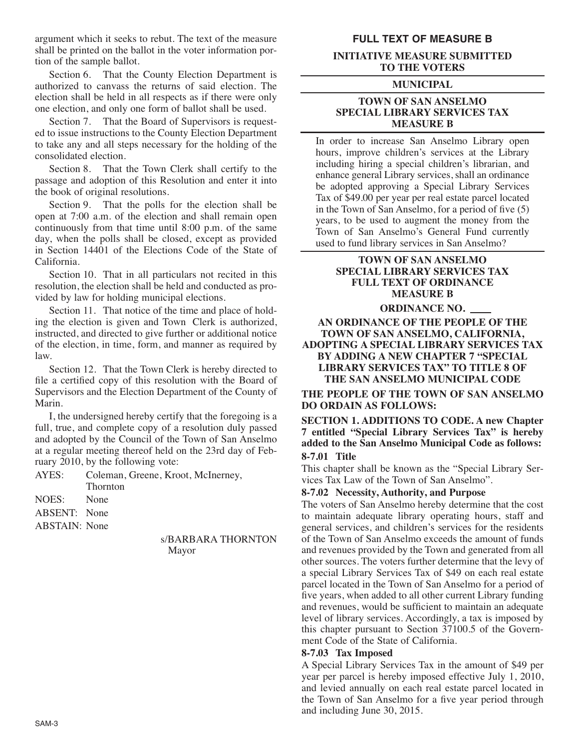argument which it seeks to rebut. The text of the measure shall be printed on the ballot in the voter information portion of the sample ballot.

Section 6. That the County Election Department is authorized to canvass the returns of said election. The election shall be held in all respects as if there were only one election, and only one form of ballot shall be used.

Section 7. That the Board of Supervisors is requested to issue instructions to the County Election Department to take any and all steps necessary for the holding of the consolidated election.

Section 8. That the Town Clerk shall certify to the passage and adoption of this Resolution and enter it into the book of original resolutions.

Section 9. That the polls for the election shall be open at 7:00 a.m. of the election and shall remain open continuously from that time until 8:00 p.m. of the same day, when the polls shall be closed, except as provided in Section 14401 of the Elections Code of the State of California.

Section 10. That in all particulars not recited in this resolution, the election shall be held and conducted as provided by law for holding municipal elections.

Section 11. That notice of the time and place of holding the election is given and Town Clerk is authorized, instructed, and directed to give further or additional notice of the election, in time, form, and manner as required by law.

Section 12. That the Town Clerk is hereby directed to file a certified copy of this resolution with the Board of Supervisors and the Election Department of the County of Marin.

I, the undersigned hereby certify that the foregoing is a full, true, and complete copy of a resolution duly passed and adopted by the Council of the Town of San Anselmo at a regular meeting thereof held on the 23rd day of February 2010, by the following vote:

AYES: Coleman, Greene, Kroot, McInerney, Thornton

NOES: None

ABSENT: None

ABSTAIN: None

s/BARBARA THORNTON
Mayor

## FULL TEXT OF MEASURE B

**INITIATIVE MEASURE SUBMITTED TO THE VOTERS**

**MUNICIPAL**

**TOWN OF SAN ANSELMO SPECIAL LIBRARY SERVICES TAX MEASURE B**

In order to increase San Anselmo Library open hours, improve children's services at the Library including hiring a special children's librarian, and enhance general Library services, shall an ordinance be adopted approving a Special Library Services Tax of $49.00 per year per real estate parcel located in the Town of San Anselmo, for a period of five (5) years, to be used to augment the money from the Town of San Anselmo's General Fund currently used to fund library services in San Anselmo?

**TOWN OF SAN ANSELMO SPECIAL LIBRARY SERVICES TAX FULL TEXT OF ORDINANCE MEASURE B**

**ORDINANCE NO. ____**

**AN ORDINANCE OF THE PEOPLE OF THE TOWN OF SAN ANSELMO, CALIFORNIA, ADOPTING A SPECIAL LIBRARY SERVICES TAX BY ADDING A NEW CHAPTER 7 "SPECIAL LIBRARY SERVICES TAX" TO TITLE 8 OF THE SAN ANSELMO MUNICIPAL CODE**

**THE PEOPLE OF THE TOWN OF SAN ANSELMO DO ORDAIN AS FOLLOWS:**

**SECTION 1. ADDITIONS TO CODE. A new Chapter 7 entitled "Special Library Services Tax" is hereby added to the San Anselmo Municipal Code as follows:**

**8-7.01 Title**

This chapter shall be known as the "Special Library Services Tax Law of the Town of San Anselmo".

**8-7.02 Necessity, Authority, and Purpose**

The voters of San Anselmo hereby determine that the cost to maintain adequate library operating hours, staff and general services, and children's services for the residents of the Town of San Anselmo exceeds the amount of funds and revenues provided by the Town and generated from all other sources. The voters further determine that the levy of a special Library Services Tax of $49 on each real estate parcel located in the Town of San Anselmo for a period of five years, when added to all other current Library funding and revenues, would be sufficient to maintain an adequate level of library services. Accordingly, a tax is imposed by this chapter pursuant to Section 37100.5 of the Government Code of the State of California.

**8-7.03 Tax Imposed**

A Special Library Services Tax in the amount of $49 per year per parcel is hereby imposed effective July 1, 2010, and levied annually on each real estate parcel located in the Town of San Anselmo for a five year period through and including June 30, 2015.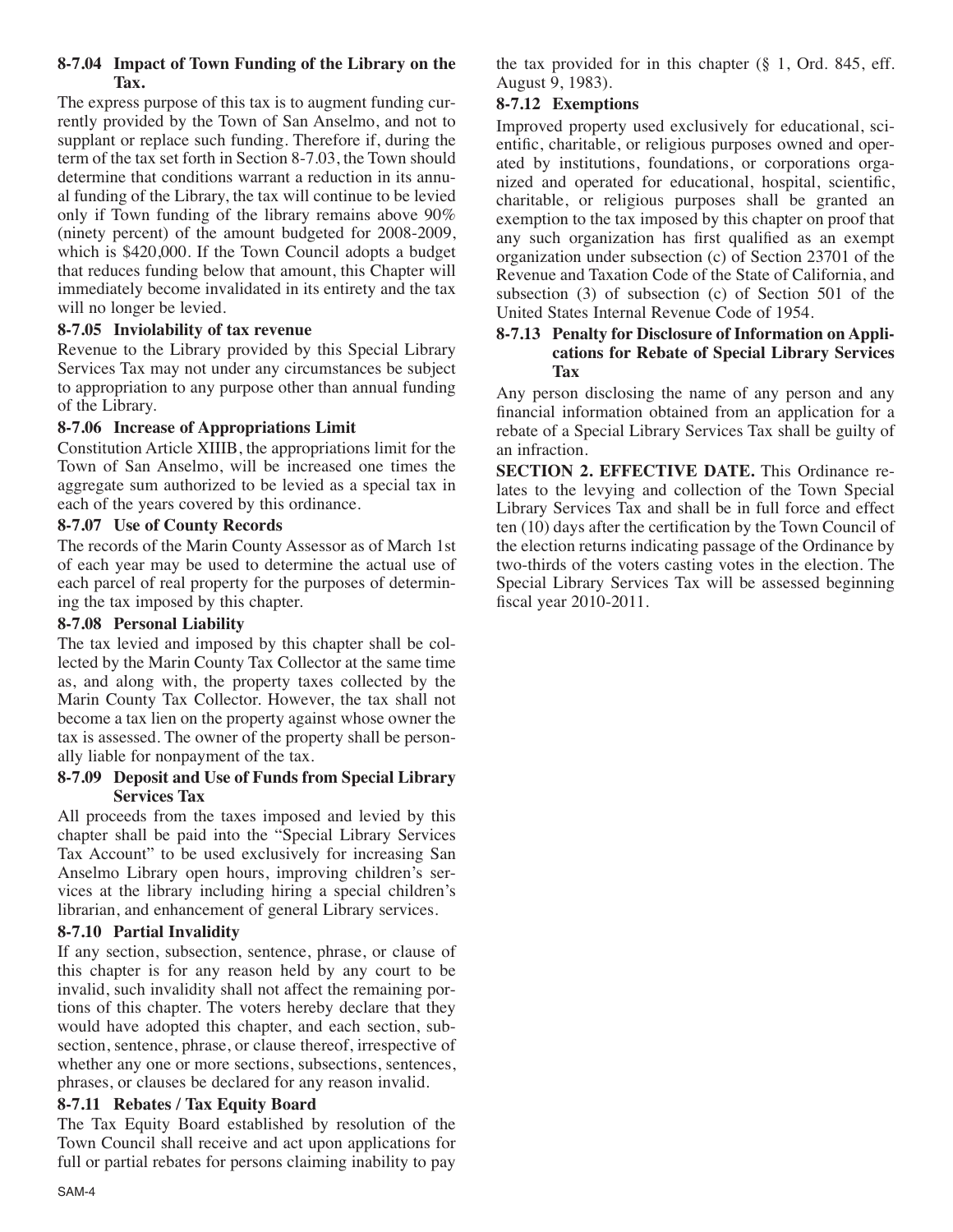#### 8-7.04 Impact of Town Funding of the Library on the Tax.

The express purpose of this tax is to augment funding currently provided by the Town of San Anselmo, and not to supplant or replace such funding. Therefore if, during the term of the tax set forth in Section 8-7.03, the Town should determine that conditions warrant a reduction in its annual funding of the Library, the tax will continue to be levied only if Town funding of the library remains above 90% (ninety percent) of the amount budgeted for 2008-2009, which is $420,000. If the Town Council adopts a budget that reduces funding below that amount, this Chapter will immediately become invalidated in its entirety and the tax will no longer be levied.

#### 8-7.05 Inviolability of tax revenue

Revenue to the Library provided by this Special Library Services Tax may not under any circumstances be subject to appropriation to any purpose other than annual funding of the Library.

#### 8-7.06 Increase of Appropriations Limit

Constitution Article XIIIB, the appropriations limit for the Town of San Anselmo, will be increased one times the aggregate sum authorized to be levied as a special tax in each of the years covered by this ordinance.

#### 8-7.07 Use of County Records

The records of the Marin County Assessor as of March 1st of each year may be used to determine the actual use of each parcel of real property for the purposes of determining the tax imposed by this chapter.

#### 8-7.08 Personal Liability

The tax levied and imposed by this chapter shall be collected by the Marin County Tax Collector at the same time as, and along with, the property taxes collected by the Marin County Tax Collector. However, the tax shall not become a tax lien on the property against whose owner the tax is assessed. The owner of the property shall be personally liable for nonpayment of the tax.

#### 8-7.09 Deposit and Use of Funds from Special Library Services Tax

All proceeds from the taxes imposed and levied by this chapter shall be paid into the "Special Library Services Tax Account" to be used exclusively for increasing San Anselmo Library open hours, improving children's services at the library including hiring a special children's librarian, and enhancement of general Library services.

#### 8-7.10 Partial Invalidity

If any section, subsection, sentence, phrase, or clause of this chapter is for any reason held by any court to be invalid, such invalidity shall not affect the remaining portions of this chapter. The voters hereby declare that they would have adopted this chapter, and each section, subsection, sentence, phrase, or clause thereof, irrespective of whether any one or more sections, subsections, sentences, phrases, or clauses be declared for any reason invalid.

#### 8-7.11 Rebates / Tax Equity Board

The Tax Equity Board established by resolution of the Town Council shall receive and act upon applications for full or partial rebates for persons claiming inability to pay the tax provided for in this chapter (§ 1, Ord. 845, eff. August 9, 1983).

#### 8-7.12 Exemptions

Improved property used exclusively for educational, scientific, charitable, or religious purposes owned and operated by institutions, foundations, or corporations organized and operated for educational, hospital, scientific, charitable, or religious purposes shall be granted an exemption to the tax imposed by this chapter on proof that any such organization has first qualified as an exempt organization under subsection (c) of Section 23701 of the Revenue and Taxation Code of the State of California, and subsection (3) of subsection (c) of Section 501 of the United States Internal Revenue Code of 1954.

#### 8-7.13 Penalty for Disclosure of Information on Applications for Rebate of Special Library Services Tax

Any person disclosing the name of any person and any financial information obtained from an application for a rebate of a Special Library Services Tax shall be guilty of an infraction.

**SECTION 2. EFFECTIVE DATE.** This Ordinance relates to the levying and collection of the Town Special Library Services Tax and shall be in full force and effect ten (10) days after the certification by the Town Council of the election returns indicating passage of the Ordinance by two-thirds of the voters casting votes in the election. The Special Library Services Tax will be assessed beginning fiscal year 2010-2011.